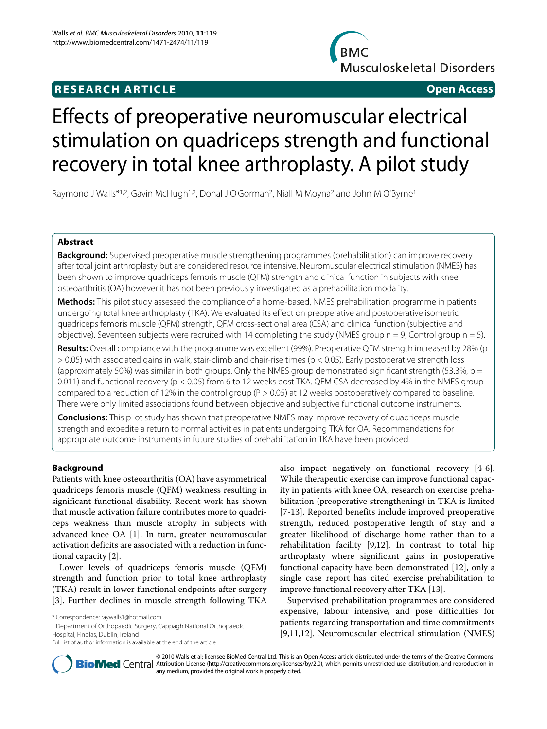**RESEARCH ARTICLE** **Open Access**

# Effects of preoperative neuromuscular electrical stimulation on quadriceps strength and functional recovery in total knee arthroplasty. A pilot study

Raymond J Walls*[1,2], Gavin McHugh[1,2], Donal J O'Gorman[2], Niall M Moyna[2] and John M O'Byrne[1]

## Abstract

**Background:** Supervised preoperative muscle strengthening programmes (prehabilitation) can improve recovery after total joint arthroplasty but are considered resource intensive. Neuromuscular electrical stimulation (NMES) has been shown to improve quadriceps femoris muscle (QFM) strength and clinical function in subjects with knee osteoarthritis (OA) however it has not been previously investigated as a prehabilitation modality.

**Methods:** This pilot study assessed the compliance of a home-based, NMES prehabilitation programme in patients undergoing total knee arthroplasty (TKA). We evaluated its effect on preoperative and postoperative isometric quadriceps femoris muscle (QFM) strength, QFM cross-sectional area (CSA) and clinical function (subjective and objective). Seventeen subjects were recruited with 14 completing the study (NMES group n = 9; Control group n = 5).

**Results:** Overall compliance with the programme was excellent (99%). Preoperative QFM strength increased by 28% ($p > 0.05$) with associated gains in walk, stair-climb and chair-rise times ($p < 0.05$). Early postoperative strength loss (approximately 50%) was similar in both groups. Only the NMES group demonstrated significant strength (53.3%, $p = 0.011$) and functional recovery ($p < 0.05$) from 6 to 12 weeks post-TKA. QFM CSA decreased by 4% in the NMES group compared to a reduction of 12% in the control group ($P > 0.05$) at 12 weeks postoperatively compared to baseline. There were only limited associations found between objective and subjective functional outcome instruments.

**Conclusions:** This pilot study has shown that preoperative NMES may improve recovery of quadriceps muscle strength and expedite a return to normal activities in patients undergoing TKA for OA. Recommendations for appropriate outcome instruments in future studies of prehabilitation in TKA have been provided.

## Background

Patients with knee osteoarthritis (OA) have asymmetrical quadriceps femoris muscle (QFM) weakness resulting in significant functional disability. Recent work has shown that muscle activation failure contributes more to quadriceps weakness than muscle atrophy in subjects with advanced knee OA [1]. In turn, greater neuromuscular activation deficits are associated with a reduction in functional capacity [2].

Lower levels of quadriceps femoris muscle (QFM) strength and function prior to total knee arthroplasty (TKA) result in lower functional endpoints after surgery [3]. Further declines in muscle strength following TKA also impact negatively on functional recovery [4-6]. While therapeutic exercise can improve functional capacity in patients with knee OA, research on exercise prehabilitation (preoperative strengthening) in TKA is limited [7-13]. Reported benefits include improved preoperative strength, reduced postoperative length of stay and a greater likelihood of discharge home rather than to a rehabilitation facility [9,12]. In contrast to total hip arthroplasty where significant gains in postoperative functional capacity have been demonstrated [12], only a single case report has cited exercise prehabilitation to improve functional recovery after TKA [13].

Supervised prehabilitation programmes are considered expensive, labour intensive, and pose difficulties for patients regarding transportation and time commitments [9,11,12]. Neuromuscular electrical stimulation (NMES)

\* Correspondence: raywalls1@hotmail.com

[1] Department of Orthopaedic Surgery, Cappagh National Orthopaedic Hospital, Finglas, Dublin, Ireland

Full list of author information is available at the end of the article

© 2010 Walls et al; licensee BioMed Central Ltd. This is an Open Access article distributed under the terms of the Creative Commons Attribution License (http://creativecommons.org/licenses/by/2.0), which permits unrestricted use, distribution, and reproduction in any medium, provided the original work is properly cited.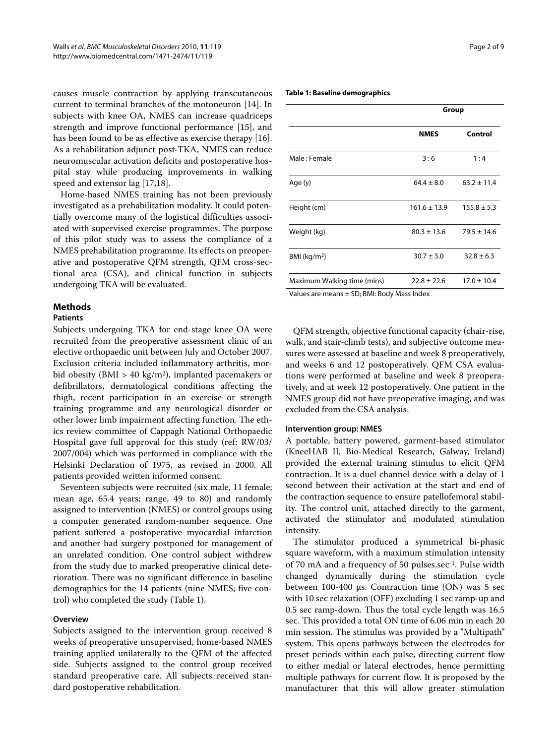causes muscle contraction by applying transcutaneous current to terminal branches of the motoneuron [14]. In subjects with knee OA, NMES can increase quadriceps strength and improve functional performance [15], and has been found to be as effective as exercise therapy [16]. As a rehabilitation adjunct post-TKA, NMES can reduce neuromuscular activation deficits and postoperative hospital stay while producing improvements in walking speed and extensor lag [17,18].

Home-based NMES training has not been previously investigated as a prehabilitation modality. It could potentially overcome many of the logistical difficulties associated with supervised exercise programmes. The purpose of this pilot study was to assess the compliance of a NMES prehabilitation programme. Its effects on preoperative and postoperative QFM strength, QFM cross-sectional area (CSA), and clinical function in subjects undergoing TKA will be evaluated.

## Methods

### Patients

Subjects undergoing TKA for end-stage knee OA were recruited from the preoperative assessment clinic of an elective orthopaedic unit between July and October 2007. Exclusion criteria included inflammatory arthritis, morbid obesity (BMI > 40 kg/m$^2$), implanted pacemakers or defibrillators, dermatological conditions affecting the thigh, recent participation in an exercise or strength training programme and any neurological disorder or other lower limb impairment affecting function. The ethics review committee of Cappagh National Orthopaedic Hospital gave full approval for this study (ref: RW/03/2007/004) which was performed in compliance with the Helsinki Declaration of 1975, as revised in 2000. All patients provided written informed consent.

Seventeen subjects were recruited (six male, 11 female; mean age, 65.4 years; range, 49 to 80) and randomly assigned to intervention (NMES) or control groups using a computer generated random-number sequence. One patient suffered a postoperative myocardial infarction and another had surgery postponed for management of an unrelated condition. One control subject withdrew from the study due to marked preoperative clinical deterioration. There was no significant difference in baseline demographics for the 14 patients (nine NMES; five control) who completed the study (Table 1).

**Table 1: Baseline demographics**

| | Group | |
|---|---|---|
| | **NMES** | **Control** |
| Male : Female | 3 : 6 | 1 : 4 |
| Age (y) | 64.4 ± 8.0 | 63.2 ± 11.4 |
| Height (cm) | 161.6 ± 13.9 | 155.8 ± 5.3 |
| Weight (kg) | 80.3 ± 13.6 | 79.5 ± 14.6 |
| BMI (kg/m$^2$) | 30.7 ± 3.0 | 32.8 ± 6.3 |
| Maximum Walking time (mins) | 22.8 ± 22.6 | 17.0 ± 10.4 |

Values are means ± SD; BMI: Body Mass Index

### Overview

Subjects assigned to the intervention group received 8 weeks of preoperative unsupervised, home-based NMES training applied unilaterally to the QFM of the affected side. Subjects assigned to the control group received standard preoperative care. All subjects received standard postoperative rehabilitation.

QFM strength, objective functional capacity (chair-rise, walk, and stair-climb tests), and subjective outcome measures were assessed at baseline and week 8 preoperatively, and weeks 6 and 12 postoperatively. QFM CSA evaluations were performed at baseline and week 8 preoperatively, and at week 12 postoperatively. One patient in the NMES group did not have preoperative imaging, and was excluded from the CSA analysis.

### Intervention group: NMES

A portable, battery powered, garment-based stimulator (KneeHAB II, Bio-Medical Research, Galway, Ireland) provided the external training stimulus to elicit QFM contraction. It is a duel channel device with a delay of 1 second between their activation at the start and end of the contraction sequence to ensure patellofemoral stability. The control unit, attached directly to the garment, activated the stimulator and modulated stimulation intensity.

The stimulator produced a symmetrical bi-phasic square waveform, with a maximum stimulation intensity of 70 mA and a frequency of 50 pulses.sec$^{-1}$. Pulse width changed dynamically during the stimulation cycle between 100-400 μs. Contraction time (ON) was 5 sec with 10 sec relaxation (OFF) excluding 1 sec ramp-up and 0.5 sec ramp-down. Thus the total cycle length was 16.5 sec. This provided a total ON time of 6.06 min in each 20 min session. The stimulus was provided by a "Multipath" system. This opens pathways between the electrodes for preset periods within each pulse, directing current flow to either medial or lateral electrodes, hence permitting multiple pathways for current flow. It is proposed by the manufacturer that this will allow greater stimulation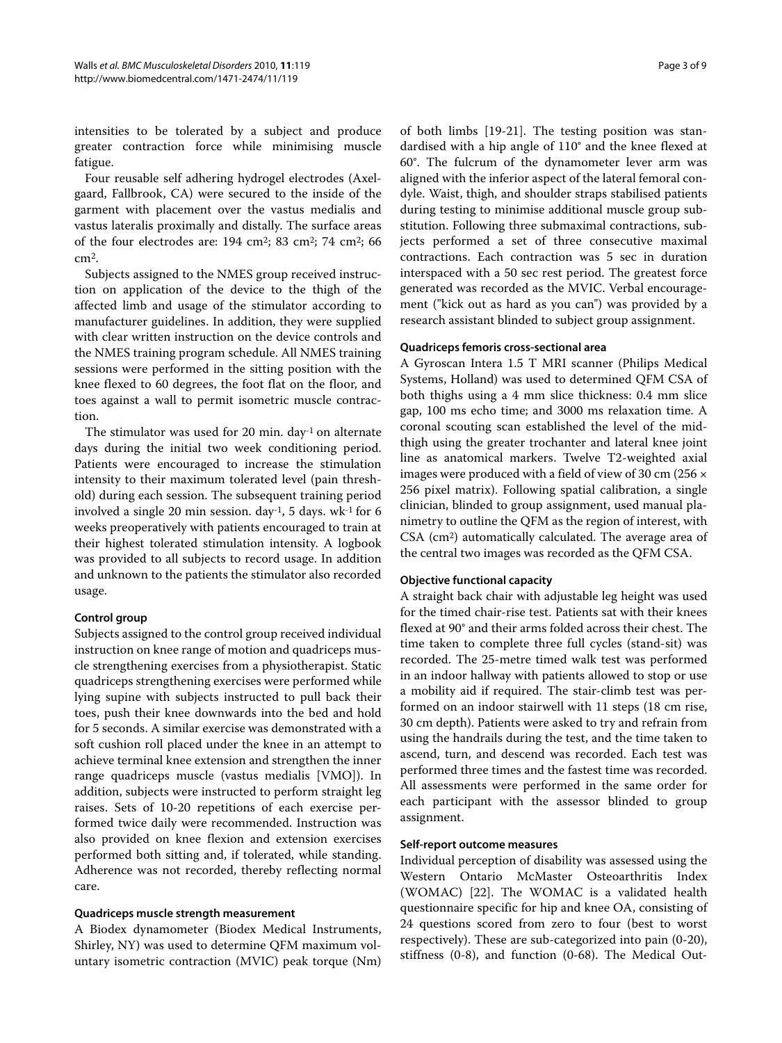intensities to be tolerated by a subject and produce greater contraction force while minimising muscle fatigue.

Four reusable self adhering hydrogel electrodes (Axelgaard, Fallbrook, CA) were secured to the inside of the garment with placement over the vastus medialis and vastus lateralis proximally and distally. The surface areas of the four electrodes are: 194 $cm^2$; 83 $cm^2$; 74 $cm^2$; 66 $cm^2$.

Subjects assigned to the NMES group received instruction on application of the device to the thigh of the affected limb and usage of the stimulator according to manufacturer guidelines. In addition, they were supplied with clear written instruction on the device controls and the NMES training program schedule. All NMES training sessions were performed in the sitting position with the knee flexed to 60 degrees, the foot flat on the floor, and toes against a wall to permit isometric muscle contraction.

The stimulator was used for 20 min. $day^{-1}$ on alternate days during the initial two week conditioning period. Patients were encouraged to increase the stimulation intensity to their maximum tolerated level (pain threshold) during each session. The subsequent training period involved a single 20 min session. $day^{-1}$, 5 days. $wk^{-1}$ for 6 weeks preoperatively with patients encouraged to train at their highest tolerated stimulation intensity. A logbook was provided to all subjects to record usage. In addition and unknown to the patients the stimulator also recorded usage.

#### Control group

Subjects assigned to the control group received individual instruction on knee range of motion and quadriceps muscle strengthening exercises from a physiotherapist. Static quadriceps strengthening exercises were performed while lying supine with subjects instructed to pull back their toes, push their knee downwards into the bed and hold for 5 seconds. A similar exercise was demonstrated with a soft cushion roll placed under the knee in an attempt to achieve terminal knee extension and strengthen the inner range quadriceps muscle (vastus medialis [VMO]). In addition, subjects were instructed to perform straight leg raises. Sets of 10-20 repetitions of each exercise performed twice daily were recommended. Instruction was also provided on knee flexion and extension exercises performed both sitting and, if tolerated, while standing. Adherence was not recorded, thereby reflecting normal care.

#### Quadriceps muscle strength measurement

A Biodex dynamometer (Biodex Medical Instruments, Shirley, NY) was used to determine QFM maximum voluntary isometric contraction (MVIC) peak torque (Nm) of both limbs [19-21]. The testing position was standardised with a hip angle of 110° and the knee flexed at 60°. The fulcrum of the dynamometer lever arm was aligned with the inferior aspect of the lateral femoral condyle. Waist, thigh, and shoulder straps stabilised patients during testing to minimise additional muscle group substitution. Following three submaximal contractions, subjects performed a set of three consecutive maximal contractions. Each contraction was 5 sec in duration interspaced with a 50 sec rest period. The greatest force generated was recorded as the MVIC. Verbal encouragement ("kick out as hard as you can") was provided by a research assistant blinded to subject group assignment.

#### Quadriceps femoris cross-sectional area

A Gyroscan Intera 1.5 T MRI scanner (Philips Medical Systems, Holland) was used to determined QFM CSA of both thighs using a 4 mm slice thickness: 0.4 mm slice gap, 100 ms echo time; and 3000 ms relaxation time. A coronal scouting scan established the level of the midthigh using the greater trochanter and lateral knee joint line as anatomical markers. Twelve T2-weighted axial images were produced with a field of view of 30 cm (256 × 256 pixel matrix). Following spatial calibration, a single clinician, blinded to group assignment, used manual planimetry to outline the QFM as the region of interest, with CSA ($cm^2$) automatically calculated. The average area of the central two images was recorded as the QFM CSA.

#### Objective functional capacity

A straight back chair with adjustable leg height was used for the timed chair-rise test. Patients sat with their knees flexed at 90° and their arms folded across their chest. The time taken to complete three full cycles (stand-sit) was recorded. The 25-metre timed walk test was performed in an indoor hallway with patients allowed to stop or use a mobility aid if required. The stair-climb test was performed on an indoor stairwell with 11 steps (18 cm rise, 30 cm depth). Patients were asked to try and refrain from using the handrails during the test, and the time taken to ascend, turn, and descend was recorded. Each test was performed three times and the fastest time was recorded. All assessments were performed in the same order for each participant with the assessor blinded to group assignment.

#### Self-report outcome measures

Individual perception of disability was assessed using the Western Ontario McMaster Osteoarthritis Index (WOMAC) [22]. The WOMAC is a validated health questionnaire specific for hip and knee OA, consisting of 24 questions scored from zero to four (best to worst respectively). These are sub-categorized into pain (0-20), stiffness (0-8), and function (0-68). The Medical Out-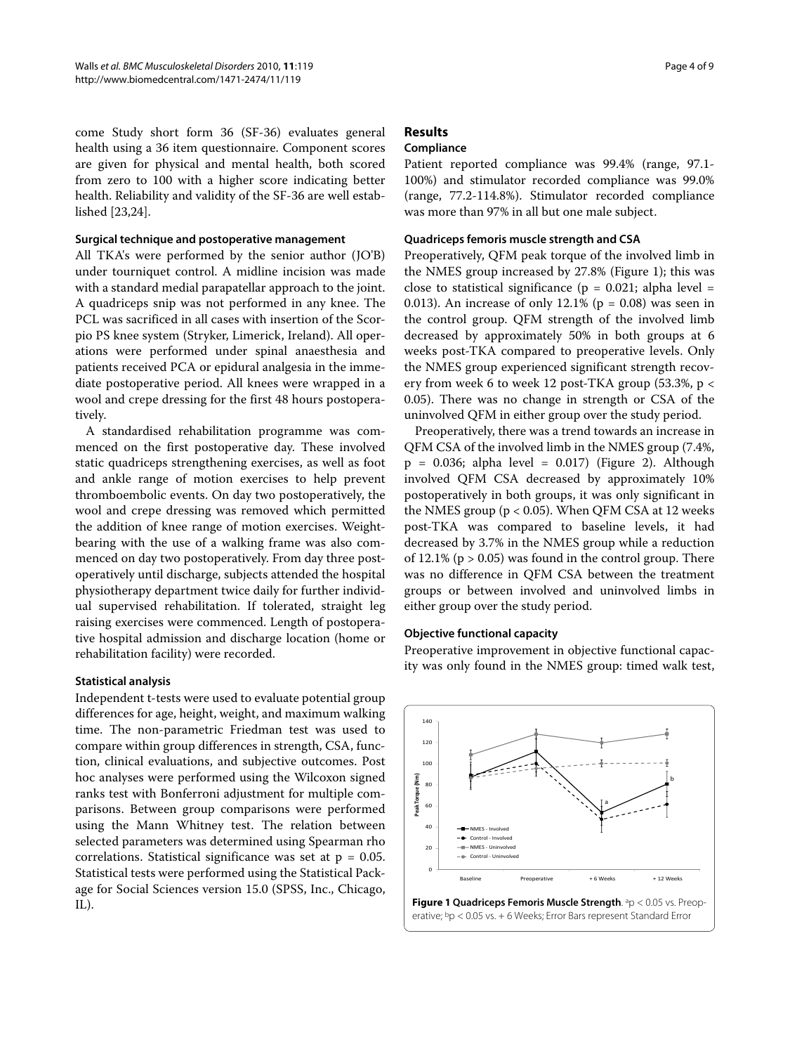come Study short form 36 (SF-36) evaluates general health using a 36 item questionnaire. Component scores are given for physical and mental health, both scored from zero to 100 with a higher score indicating better health. Reliability and validity of the SF-36 are well established [23,24].

#### Surgical technique and postoperative management

All TKA's were performed by the senior author (JO'B) under tourniquet control. A midline incision was made with a standard medial parapatellar approach to the joint. A quadriceps snip was not performed in any knee. The PCL was sacrificed in all cases with insertion of the Scorpio PS knee system (Stryker, Limerick, Ireland). All operations were performed under spinal anaesthesia and patients received PCA or epidural analgesia in the immediate postoperative period. All knees were wrapped in a wool and crepe dressing for the first 48 hours postoperatively.

A standardised rehabilitation programme was commenced on the first postoperative day. These involved static quadriceps strengthening exercises, as well as foot and ankle range of motion exercises to help prevent thromboembolic events. On day two postoperatively, the wool and crepe dressing was removed which permitted the addition of knee range of motion exercises. Weightbearing with the use of a walking frame was also commenced on day two postoperatively. From day three postoperatively until discharge, subjects attended the hospital physiotherapy department twice daily for further individual supervised rehabilitation. If tolerated, straight leg raising exercises were commenced. Length of postoperative hospital admission and discharge location (home or rehabilitation facility) were recorded.

#### Statistical analysis

Independent t-tests were used to evaluate potential group differences for age, height, weight, and maximum walking time. The non-parametric Friedman test was used to compare within group differences in strength, CSA, function, clinical evaluations, and subjective outcomes. Post hoc analyses were performed using the Wilcoxon signed ranks test with Bonferroni adjustment for multiple comparisons. Between group comparisons were performed using the Mann Whitney test. The relation between selected parameters was determined using Spearman rho correlations. Statistical significance was set at $p = 0.05$. Statistical tests were performed using the Statistical Package for Social Sciences version 15.0 (SPSS, Inc., Chicago, IL).

## Results

#### Compliance

Patient reported compliance was 99.4% (range, 97.1-100%) and stimulator recorded compliance was 99.0% (range, 77.2-114.8%). Stimulator recorded compliance was more than 97% in all but one male subject.

#### Quadriceps femoris muscle strength and CSA

Preoperatively, QFM peak torque of the involved limb in the NMES group increased by 27.8% (Figure 1); this was close to statistical significance ($p = 0.021$; alpha level = 0.013). An increase of only 12.1% ($p = 0.08$) was seen in the control group. QFM strength of the involved limb decreased by approximately 50% in both groups at 6 weeks post-TKA compared to preoperative levels. Only the NMES group experienced significant strength recovery from week 6 to week 12 post-TKA group (53.3%, $p < 0.05$). There was no change in strength or CSA of the uninvolved QFM in either group over the study period.

Preoperatively, there was a trend towards an increase in QFM CSA of the involved limb in the NMES group (7.4%, $p = 0.036$; alpha level = 0.017) (Figure 2). Although involved QFM CSA decreased by approximately 10% postoperatively in both groups, it was only significant in the NMES group ($p < 0.05$). When QFM CSA at 12 weeks post-TKA was compared to baseline levels, it had decreased by 3.7% in the NMES group while a reduction of 12.1% ($p > 0.05$) was found in the control group. There was no difference in QFM CSA between the treatment groups or between involved and uninvolved limbs in either group over the study period.

#### Objective functional capacity

Preoperative improvement in objective functional capacity was only found in the NMES group: timed walk test,

**Figure 1 Quadriceps Femoris Muscle Strength**. [a]$p < 0.05$ vs. Preoperative; [b]$p < 0.05$ vs. + 6 Weeks; Error Bars represent Standard Error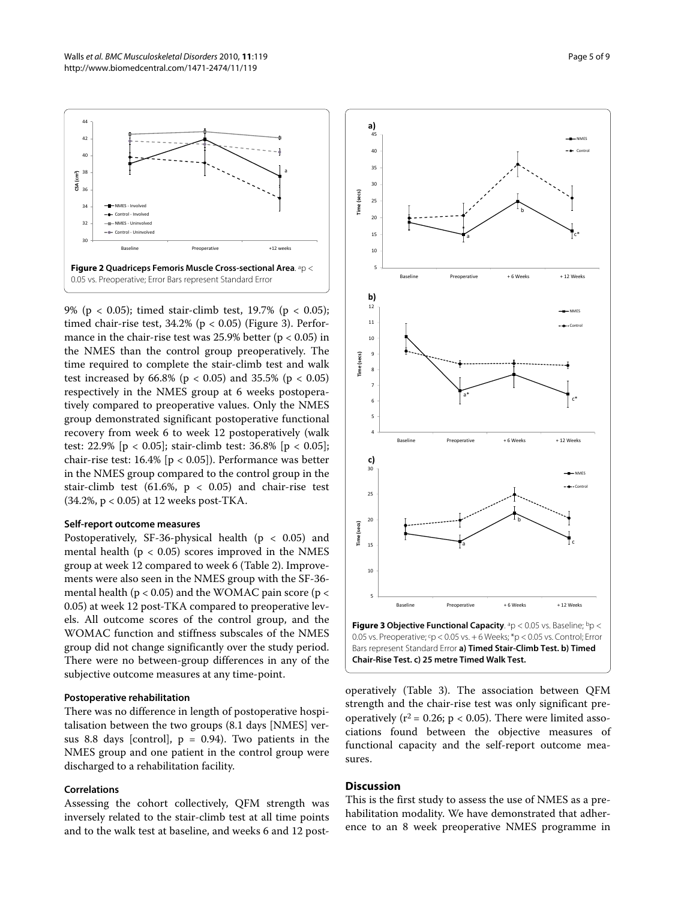**Figure 2 Quadriceps Femoris Muscle Cross-sectional Area**. [a]p < 0.05 vs. Preoperative; Error Bars represent Standard Error

9% (p < 0.05); timed stair-climb test, 19.7% (p < 0.05); timed chair-rise test, 34.2% (p < 0.05) (Figure 3). Performance in the chair-rise test was 25.9% better (p < 0.05) in the NMES than the control group preoperatively. The time required to complete the stair-climb test and walk test increased by 66.8% (p < 0.05) and 35.5% (p < 0.05) respectively in the NMES group at 6 weeks postoperatively compared to preoperative values. Only the NMES group demonstrated significant postoperative functional recovery from week 6 to week 12 postoperatively (walk test: 22.9% [p < 0.05]; stair-climb test: 36.8% [p < 0.05]; chair-rise test: 16.4% [p < 0.05]). Performance was better in the NMES group compared to the control group in the stair-climb test (61.6%, p < 0.05) and chair-rise test (34.2%, p < 0.05) at 12 weeks post-TKA.

#### Self-report outcome measures

Postoperatively, SF-36-physical health (p < 0.05) and mental health (p < 0.05) scores improved in the NMES group at week 12 compared to week 6 (Table 2). Improvements were also seen in the NMES group with the SF-36-mental health (p < 0.05) and the WOMAC pain score (p < 0.05) at week 12 post-TKA compared to preoperative levels. All outcome scores of the control group, and the WOMAC function and stiffness subscales of the NMES group did not change significantly over the study period. There were no between-group differences in any of the subjective outcome measures at any time-point.

#### Postoperative rehabilitation

There was no difference in length of postoperative hospitalisation between the two groups (8.1 days [NMES] versus 8.8 days [control], p = 0.94). Two patients in the NMES group and one patient in the control group were discharged to a rehabilitation facility.

#### Correlations

Assessing the cohort collectively, QFM strength was inversely related to the stair-climb test at all time points and to the walk test at baseline, and weeks 6 and 12 post-

**Figure 3 Objective Functional Capacity**. [a]p < 0.05 vs. Baseline; [b]p < 0.05 vs. Preoperative; [c]p < 0.05 vs. + 6 Weeks; *p < 0.05 vs. Control; Error Bars represent Standard Error **a) Timed Stair-Climb Test. b) Timed Chair-Rise Test. c) 25 metre Timed Walk Test.**

operatively (Table 3). The association between QFM strength and the chair-rise test was only significant preoperatively ($r^2 = 0.26$; p < 0.05). There were limited associations found between the objective measures of functional capacity and the self-report outcome measures.

## Discussion

This is the first study to assess the use of NMES as a prehabilitation modality. We have demonstrated that adherence to an 8 week preoperative NMES programme in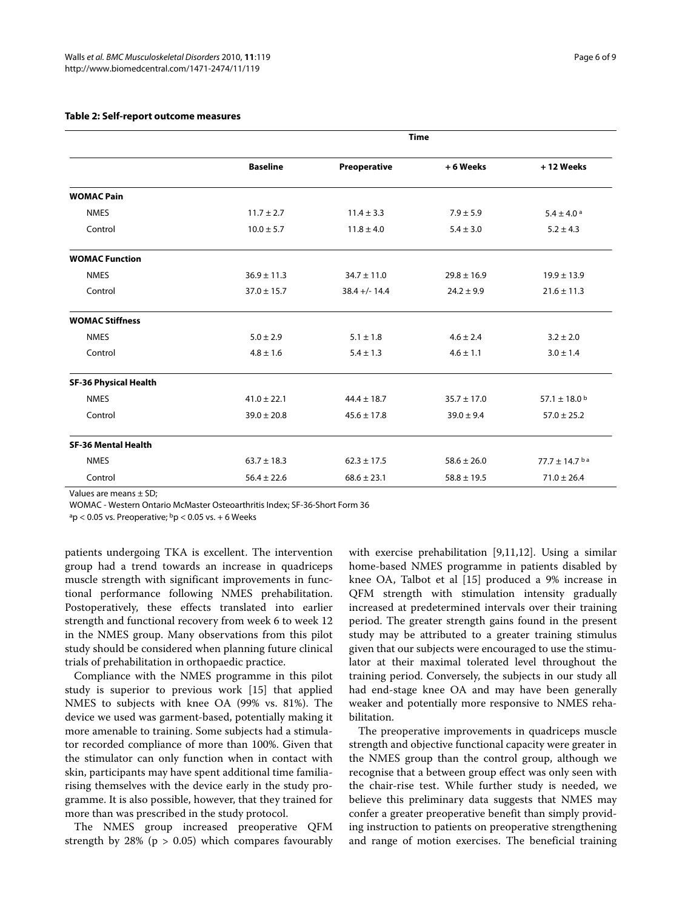**Table 2: Self-report outcome measures**

| | Time | | | |
|---|---|---|---|---|
| | Baseline | Preoperative | + 6 Weeks | + 12 Weeks |
| **WOMAC Pain** | | | | |
| NMES | 11.7 ± 2.7 | 11.4 ± 3.3 | 7.9 ± 5.9 | 5.4 ± 4.0 [a] |
| Control | 10.0 ± 5.7 | 11.8 ± 4.0 | 5.4 ± 3.0 | 5.2 ± 4.3 |
| **WOMAC Function** | | | | |
| NMES | 36.9 ± 11.3 | 34.7 ± 11.0 | 29.8 ± 16.9 | 19.9 ± 13.9 |
| Control | 37.0 ± 15.7 | 38.4 +/- 14.4 | 24.2 ± 9.9 | 21.6 ± 11.3 |
| **WOMAC Stiffness** | | | | |
| NMES | 5.0 ± 2.9 | 5.1 ± 1.8 | 4.6 ± 2.4 | 3.2 ± 2.0 |
| Control | 4.8 ± 1.6 | 5.4 ± 1.3 | 4.6 ± 1.1 | 3.0 ± 1.4 |
| **SF-36 Physical Health** | | | | |
| NMES | 41.0 ± 22.1 | 44.4 ± 18.7 | 35.7 ± 17.0 | 57.1 ± 18.0 [b] |
| Control | 39.0 ± 20.8 | 45.6 ± 17.8 | 39.0 ± 9.4 | 57.0 ± 25.2 |
| **SF-36 Mental Health** | | | | |
| NMES | 63.7 ± 18.3 | 62.3 ± 17.5 | 58.6 ± 26.0 | 77.7 ± 14.7 [b a] |
| Control | 56.4 ± 22.6 | 68.6 ± 23.1 | 58.8 ± 19.5 | 71.0 ± 26.4 |

Values are means ± SD;

WOMAC - Western Ontario McMaster Osteoarthritis Index; SF-36-Short Form 36

[a] $p < 0.05$ vs. Preoperative; [b] $p < 0.05$ vs. + 6 Weeks

patients undergoing TKA is excellent. The intervention group had a trend towards an increase in quadriceps muscle strength with significant improvements in functional performance following NMES prehabilitation. Postoperatively, these effects translated into earlier strength and functional recovery from week 6 to week 12 in the NMES group. Many observations from this pilot study should be considered when planning future clinical trials of prehabilitation in orthopaedic practice.

Compliance with the NMES programme in this pilot study is superior to previous work [15] that applied NMES to subjects with knee OA (99% vs. 81%). The device we used was garment-based, potentially making it more amenable to training. Some subjects had a stimulator recorded compliance of more than 100%. Given that the stimulator can only function when in contact with skin, participants may have spent additional time familiarising themselves with the device early in the study programme. It is also possible, however, that they trained for more than was prescribed in the study protocol.

The NMES group increased preoperative QFM strength by 28% ($p > 0.05$) which compares favourably with exercise prehabilitation [9,11,12]. Using a similar home-based NMES programme in patients disabled by knee OA, Talbot et al [15] produced a 9% increase in QFM strength with stimulation intensity gradually increased at predetermined intervals over their training period. The greater strength gains found in the present study may be attributed to a greater training stimulus given that our subjects were encouraged to use the stimulator at their maximal tolerated level throughout the training period. Conversely, the subjects in our study all had end-stage knee OA and may have been generally weaker and potentially more responsive to NMES rehabilitation.

The preoperative improvements in quadriceps muscle strength and objective functional capacity were greater in the NMES group than the control group, although we recognise that a between group effect was only seen with the chair-rise test. While further study is needed, we believe this preliminary data suggests that NMES may confer a greater preoperative benefit than simply providing instruction to patients on preoperative strengthening and range of motion exercises. The beneficial training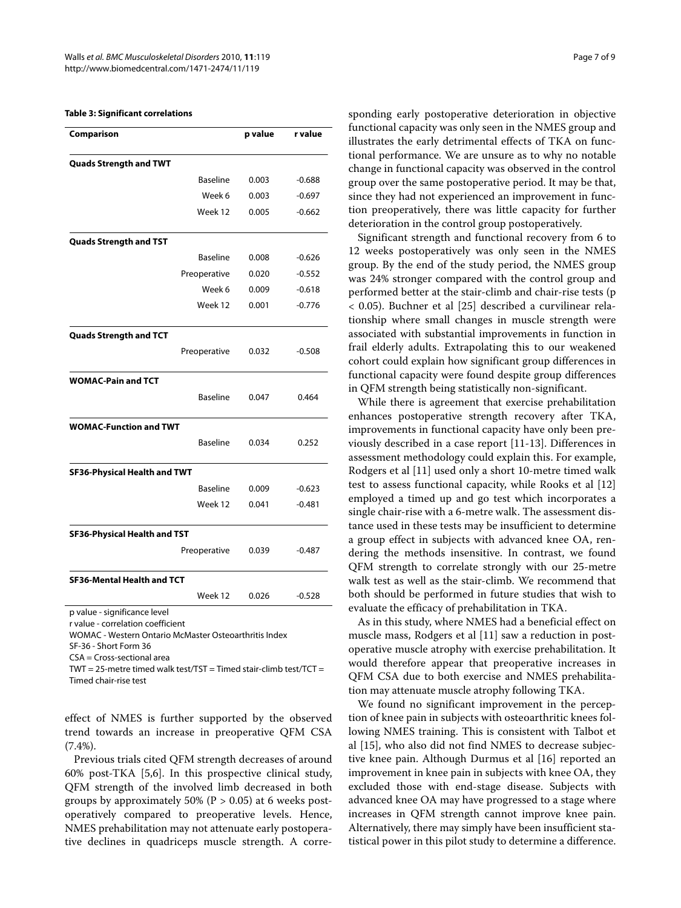**Table 3: Significant correlations**

| Comparison | | p value | r value |
|---|---|---|---|
| **Quads Strength and TWT** | | | |
| | Baseline | 0.003 | -0.688 |
| | Week 6 | 0.003 | -0.697 |
| | Week 12 | 0.005 | -0.662 |
| **Quads Strength and TST** | | | |
| | Baseline | 0.008 | -0.626 |
| | Preoperative | 0.020 | -0.552 |
| | Week 6 | 0.009 | -0.618 |
| | Week 12 | 0.001 | -0.776 |
| **Quads Strength and TCT** | | | |
| | Preoperative | 0.032 | -0.508 |
| **WOMAC-Pain and TCT** | | | |
| | Baseline | 0.047 | 0.464 |
| **WOMAC-Function and TWT** | | | |
| | Baseline | 0.034 | 0.252 |
| **SF36-Physical Health and TWT** | | | |
| | Baseline | 0.009 | -0.623 |
| | Week 12 | 0.041 | -0.481 |
| **SF36-Physical Health and TST** | | | |
| | Preoperative | 0.039 | -0.487 |
| **SF36-Mental Health and TCT** | | | |
| | Week 12 | 0.026 | -0.528 |

p value - significance level
r value - correlation coefficient
WOMAC - Western Ontario McMaster Osteoarthritis Index
SF-36 - Short Form 36
CSA = Cross-sectional area
TWT = 25-metre timed walk test/TST = Timed stair-climb test/TCT = Timed chair-rise test

effect of NMES is further supported by the observed trend towards an increase in preoperative QFM CSA (7.4%).

Previous trials cited QFM strength decreases of around 60% post-TKA [5,6]. In this prospective clinical study, QFM strength of the involved limb decreased in both groups by approximately 50% ($P > 0.05$) at 6 weeks postoperatively compared to preoperative levels. Hence, NMES prehabilitation may not attenuate early postoperative declines in quadriceps muscle strength. A corresponding early postoperative deterioration in objective functional capacity was only seen in the NMES group and illustrates the early detrimental effects of TKA on functional performance. We are unsure as to why no notable change in functional capacity was observed in the control group over the same postoperative period. It may be that, since they had not experienced an improvement in function preoperatively, there was little capacity for further deterioration in the control group postoperatively.

Significant strength and functional recovery from 6 to 12 weeks postoperatively was only seen in the NMES group. By the end of the study period, the NMES group was 24% stronger compared with the control group and performed better at the stair-climb and chair-rise tests ($p < 0.05$). Buchner et al [25] described a curvilinear relationship where small changes in muscle strength were associated with substantial improvements in function in frail elderly adults. Extrapolating this to our weakened cohort could explain how significant group differences in functional capacity were found despite group differences in QFM strength being statistically non-significant.

While there is agreement that exercise prehabilitation enhances postoperative strength recovery after TKA, improvements in functional capacity have only been previously described in a case report [11-13]. Differences in assessment methodology could explain this. For example, Rodgers et al [11] used only a short 10-metre timed walk test to assess functional capacity, while Rooks et al [12] employed a timed up and go test which incorporates a single chair-rise with a 6-metre walk. The assessment distance used in these tests may be insufficient to determine a group effect in subjects with advanced knee OA, rendering the methods insensitive. In contrast, we found QFM strength to correlate strongly with our 25-metre walk test as well as the stair-climb. We recommend that both should be performed in future studies that wish to evaluate the efficacy of prehabilitation in TKA.

As in this study, where NMES had a beneficial effect on muscle mass, Rodgers et al [11] saw a reduction in postoperative muscle atrophy with exercise prehabilitation. It would therefore appear that preoperative increases in QFM CSA due to both exercise and NMES prehabilitation may attenuate muscle atrophy following TKA.

We found no significant improvement in the perception of knee pain in subjects with osteoarthritic knees following NMES training. This is consistent with Talbot et al [15], who also did not find NMES to decrease subjective knee pain. Although Durmus et al [16] reported an improvement in knee pain in subjects with knee OA, they excluded those with end-stage disease. Subjects with advanced knee OA may have progressed to a stage where increases in QFM strength cannot improve knee pain. Alternatively, there may simply have been insufficient statistical power in this pilot study to determine a difference.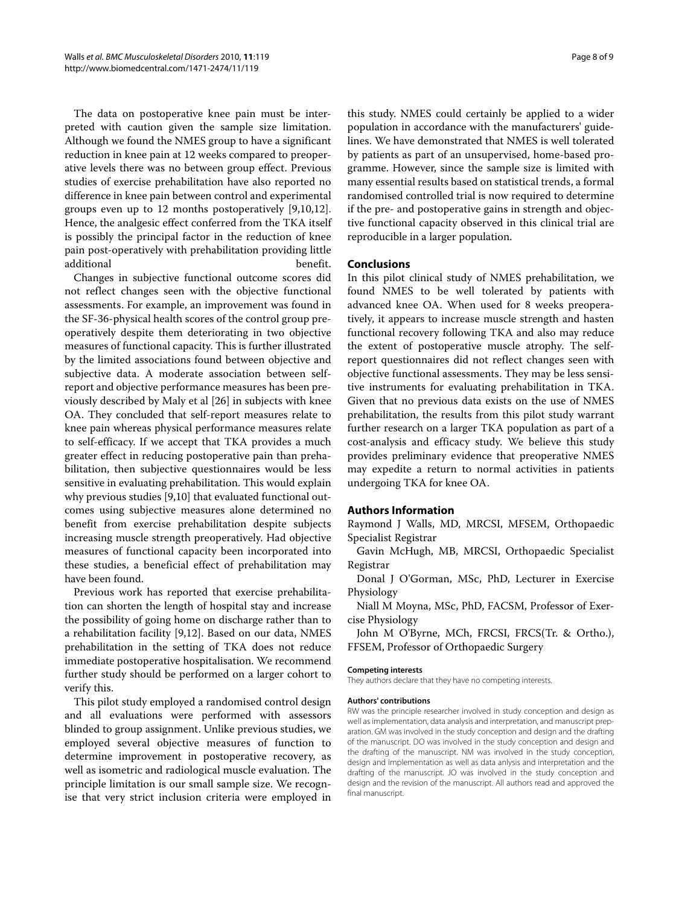The data on postoperative knee pain must be interpreted with caution given the sample size limitation. Although we found the NMES group to have a significant reduction in knee pain at 12 weeks compared to preoperative levels there was no between group effect. Previous studies of exercise prehabilitation have also reported no difference in knee pain between control and experimental groups even up to 12 months postoperatively [9,10,12]. Hence, the analgesic effect conferred from the TKA itself is possibly the principal factor in the reduction of knee pain post-operatively with prehabilitation providing little additional benefit.

Changes in subjective functional outcome scores did not reflect changes seen with the objective functional assessments. For example, an improvement was found in the SF-36-physical health scores of the control group preoperatively despite them deteriorating in two objective measures of functional capacity. This is further illustrated by the limited associations found between objective and subjective data. A moderate association between self-report and objective performance measures has been previously described by Maly et al [26] in subjects with knee OA. They concluded that self-report measures relate to knee pain whereas physical performance measures relate to self-efficacy. If we accept that TKA provides a much greater effect in reducing postoperative pain than prehabilitation, then subjective questionnaires would be less sensitive in evaluating prehabilitation. This would explain why previous studies [9,10] that evaluated functional outcomes using subjective measures alone determined no benefit from exercise prehabilitation despite subjects increasing muscle strength preoperatively. Had objective measures of functional capacity been incorporated into these studies, a beneficial effect of prehabilitation may have been found.

Previous work has reported that exercise prehabilitation can shorten the length of hospital stay and increase the possibility of going home on discharge rather than to a rehabilitation facility [9,12]. Based on our data, NMES prehabilitation in the setting of TKA does not reduce immediate postoperative hospitalisation. We recommend further study should be performed on a larger cohort to verify this.

This pilot study employed a randomised control design and all evaluations were performed with assessors blinded to group assignment. Unlike previous studies, we employed several objective measures of function to determine improvement in postoperative recovery, as well as isometric and radiological muscle evaluation. The principle limitation is our small sample size. We recognise that very strict inclusion criteria were employed in this study. NMES could certainly be applied to a wider population in accordance with the manufacturers' guidelines. We have demonstrated that NMES is well tolerated by patients as part of an unsupervised, home-based programme. However, since the sample size is limited with many essential results based on statistical trends, a formal randomised controlled trial is now required to determine if the pre- and postoperative gains in strength and objective functional capacity observed in this clinical trial are reproducible in a larger population.

## Conclusions

In this pilot clinical study of NMES prehabilitation, we found NMES to be well tolerated by patients with advanced knee OA. When used for 8 weeks preoperatively, it appears to increase muscle strength and hasten functional recovery following TKA and also may reduce the extent of postoperative muscle atrophy. The self-report questionnaires did not reflect changes seen with objective functional assessments. They may be less sensitive instruments for evaluating prehabilitation in TKA. Given that no previous data exists on the use of NMES prehabilitation, the results from this pilot study warrant further research on a larger TKA population as part of a cost-analysis and efficacy study. We believe this study provides preliminary evidence that preoperative NMES may expedite a return to normal activities in patients undergoing TKA for knee OA.

## Authors Information

Raymond J Walls, MD, MRCSI, MFSEM, Orthopaedic Specialist Registrar

Gavin McHugh, MB, MRCSI, Orthopaedic Specialist Registrar

Donal J O'Gorman, MSc, PhD, Lecturer in Exercise Physiology

Niall M Moyna, MSc, PhD, FACSM, Professor of Exercise Physiology

John M O'Byrne, MCh, FRCSI, FRCS(Tr. & Ortho.), FFSEM, Professor of Orthopaedic Surgery

#### Competing interests

They authors declare that they have no competing interests.

#### Authors' contributions

RW was the principle researcher involved in study conception and design as well as implementation, data analysis and interpretation, and manuscript preparation. GM was involved in the study conception and design and the drafting of the manuscript. DO was involved in the study conception and design and the drafting of the manuscript. NM was involved in the study conception, design and implementation as well as data anlysis and interpretation and the drafting of the manuscript. JO was involved in the study conception and design and the revision of the manuscript. All authors read and approved the final manuscript.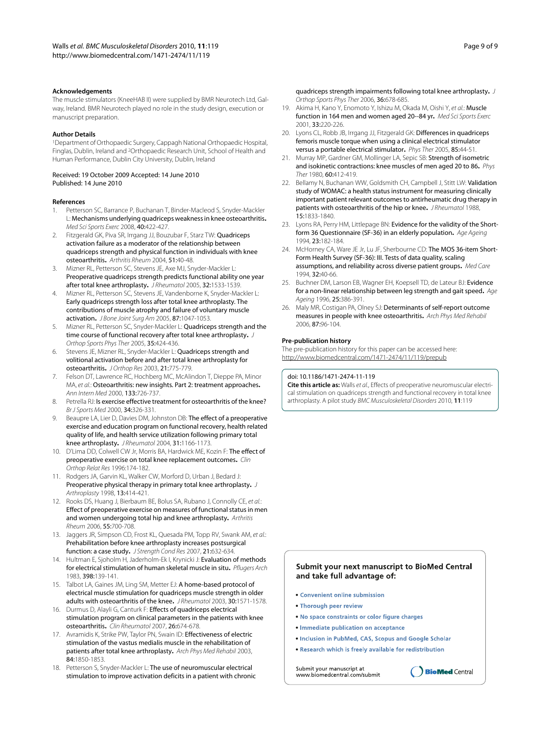### Acknowledgements

The muscle stimulators (KneeHAB II) were supplied by BMR Neurotech Ltd, Galway, Ireland. BMR Neurotech played no role in the study design, execution or manuscript preparation.

### Author Details

[1]Department of Orthopaedic Surgery, Cappagh National Orthopaedic Hospital, Finglas, Dublin, Ireland and [2]Orthopaedic Research Unit, School of Health and Human Performance, Dublin City University, Dublin, Ireland

Received: 19 October 2009 Accepted: 14 June 2010
Published: 14 June 2010

### References

1. Petterson SC, Barrance P, Buchanan T, Binder-Macleod S, Snyder-Mackler L: **Mechanisms underlying quadriceps weakness in knee osteoarthritis.** *Med Sci Sports Exerc* 2008, **40**:422-427.
2. Fitzgerald GK, Piva SR, Irrgang JJ, Bouzubar F, Starz TW: **Quadriceps activation failure as a moderator of the relationship between quadriceps strength and physical function in individuals with knee osteoarthritis.** *Arthritis Rheum* 2004, **51**:40-48.
3. Mizner RL, Petterson SC, Stevens JE, Axe MJ, Snyder-Mackler L: **Preoperative quadriceps strength predicts functional ability one year after total knee arthroplasty.** *J Rheumatol* 2005, **32**:1533-1539.
4. Mizner RL, Petterson SC, Stevens JE, Vandenborne K, Snyder-Mackler L: **Early quadriceps strength loss after total knee arthroplasty. The contributions of muscle atrophy and failure of voluntary muscle activation.** *J Bone Joint Surg Am* 2005, **87**:1047-1053.
5. Mizner RL, Petterson SC, Snyder-Mackler L: **Quadriceps strength and the time course of functional recovery after total knee arthroplasty.** *J Orthop Sports Phys Ther* 2005, **35**:424-436.
6. Stevens JE, Mizner RL, Snyder-Mackler L: **Quadriceps strength and volitional activation before and after total knee arthroplasty for osteoarthritis.** *J Orthop Res* 2003, **21**:775-779.
7. Felson DT, Lawrence RC, Hochberg MC, McAlindon T, Dieppe PA, Minor MA, *et al.*: **Osteoarthritis: new insights. Part 2: treatment approaches.** *Ann Intern Med* 2000, **133**:726-737.
8. Petrella RJ: **Is exercise effective treatment for osteoarthritis of the knee?** *Br J Sports Med* 2000, **34**:326-331.
9. Beaupre LA, Lier D, Davies DM, Johnston DB: **The effect of a preoperative exercise and education program on functional recovery, health related quality of life, and health service utilization following primary total knee arthroplasty.** *J Rheumatol* 2004, **31**:1166-1173.
10. D'Lima DD, Colwell CW Jr, Morris BA, Hardwick ME, Kozin F: **The effect of preoperative exercise on total knee replacement outcomes.** *Clin Orthop Relat Res* 1996:174-182.
11. Rodgers JA, Garvin KL, Walker CW, Morford D, Urban J, Bedard J: **Preoperative physical therapy in primary total knee arthroplasty.** *J Arthroplasty* 1998, **13**:414-421.
12. Rooks DS, Huang J, Bierbaum BE, Bolus SA, Rubano J, Connolly CE, *et al.*: **Effect of preoperative exercise on measures of functional status in men and women undergoing total hip and knee arthroplasty.** *Arthritis Rheum* 2006, **55**:700-708.
13. Jaggers JR, Simpson CD, Frost KL, Quesada PM, Topp RV, Swank AM, *et al.*: **Prehabilitation before knee arthroplasty increases postsurgical function: a case study.** *J Strength Cond Res* 2007, **21**:632-634.
14. Hultman E, Sjoholm H, Jaderholm-Ek I, Krynicki J: **Evaluation of methods for electrical stimulation of human skeletal muscle in situ.** *Pflugers Arch* 1983, **398**:139-141.
15. Talbot LA, Gaines JM, Ling SM, Metter EJ: **A home-based protocol of electrical muscle stimulation for quadriceps muscle strength in older adults with osteoarthritis of the knee.** *J Rheumatol* 2003, **30**:1571-1578.
16. Durmus D, Alayli G, Canturk F: **Effects of quadriceps electrical stimulation program on clinical parameters in the patients with knee osteoarthritis.** *Clin Rheumatol* 2007, **26**:674-678.
17. Avramidis K, Strike PW, Taylor PN, Swain ID: **Effectiveness of electric stimulation of the vastus medialis muscle in the rehabilitation of patients after total knee arthroplasty.** *Arch Phys Med Rehabil* 2003, **84**:1850-1853.
18. Petterson S, Snyder-Mackler L: **The use of neuromuscular electrical stimulation to improve activation deficits in a patient with chronic quadriceps strength impairments following total knee arthroplasty.** *J Orthop Sports Phys Ther* 2006, **36**:678-685.
19. Akima H, Kano Y, Enomoto Y, Ishizu M, Okada M, Oishi Y, *et al.*: **Muscle function in 164 men and women aged 20--84 yr.** *Med Sci Sports Exerc* 2001, **33**:220-226.
20. Lyons CL, Robb JB, Irrgang JJ, Fitzgerald GK: **Differences in quadriceps femoris muscle torque when using a clinical electrical stimulator versus a portable electrical stimulator.** *Phys Ther* 2005, **85**:44-51.
21. Murray MP, Gardner GM, Mollinger LA, Sepic SB: **Strength of isometric and isokinetic contractions: knee muscles of men aged 20 to 86.** *Phys Ther* 1980, **60**:412-419.
22. Bellamy N, Buchanan WW, Goldsmith CH, Campbell J, Stitt LW: **Validation study of WOMAC: a health status instrument for measuring clinically important patient relevant outcomes to antirheumatic drug therapy in patients with osteoarthritis of the hip or knee.** *J Rheumatol* 1988, **15**:1833-1840.
23. Lyons RA, Perry HM, Littlepage BN: **Evidence for the validity of the Short-form 36 Questionnaire (SF-36) in an elderly population.** *Age Ageing* 1994, **23**:182-184.
24. McHorney CA, Ware JE Jr, Lu JF, Sherbourne CD: **The MOS 36-item Short-Form Health Survey (SF-36): III. Tests of data quality, scaling assumptions, and reliability across diverse patient groups.** *Med Care* 1994, **32**:40-66.
25. Buchner DM, Larson EB, Wagner EH, Koepsell TD, de Lateur BJ: **Evidence for a non-linear relationship between leg strength and gait speed.** *Age Ageing* 1996, **25**:386-391.
26. Maly MR, Costigan PA, Olney SJ: **Determinants of self-report outcome measures in people with knee osteoarthritis.** *Arch Phys Med Rehabil* 2006, **87**:96-104.

### Pre-publication history

The pre-publication history for this paper can be accessed here:
http://www.biomedcentral.com/1471-2474/11/119/prepub

doi: 10.1186/1471-2474-11-119
**Cite this article as:** Walls *et al.*, Effects of preoperative neuromuscular electrical stimulation on quadriceps strength and functional recovery in total knee arthroplasty. A pilot study *BMC Musculoskeletal Disorders* 2010, **11**:119

**Submit your next manuscript to BioMed Central and take full advantage of:**

- Convenient online submission
- Thorough peer review
- No space constraints or color figure charges
- Immediate publication on acceptance
- Inclusion in PubMed, CAS, Scopus and Google Scholar
- Research which is freely available for redistribution

Submit your manuscript at
www.biomedcentral.com/submit

BioMed Central